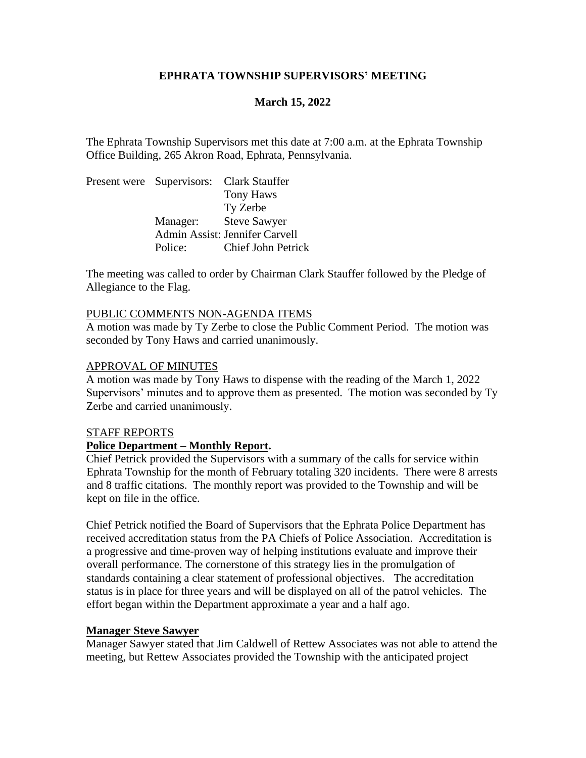# EPHRATA TOWNSHIP SUPERVISORS' MEETING

## March 15, 2022

The Ephrata Township Supervisors met this date at 7:00 a.m. at the Ephrata Township Office Building, 265 Akron Road, Ephrata, Pennsylvania.

| Present were | Supervisors: | Clark Stauffer |
|---|---|---|
| | | Tony Haws |
| | | Ty Zerbe |
| | Manager: | Steve Sawyer |
| | Admin Assist: | Jennifer Carvell |
| | Police: | Chief John Petrick |

The meeting was called to order by Chairman Clark Stauffer followed by the Pledge of Allegiance to the Flag.

PUBLIC COMMENTS NON-AGENDA ITEMS

A motion was made by Ty Zerbe to close the Public Comment Period. The motion was seconded by Tony Haws and carried unanimously.

APPROVAL OF MINUTES

A motion was made by Tony Haws to dispense with the reading of the March 1, 2022 Supervisors' minutes and to approve them as presented. The motion was seconded by Ty Zerbe and carried unanimously.

STAFF REPORTS

**Police Department – Monthly Report.**

Chief Petrick provided the Supervisors with a summary of the calls for service within Ephrata Township for the month of February totaling 320 incidents. There were 8 arrests and 8 traffic citations. The monthly report was provided to the Township and will be kept on file in the office.

Chief Petrick notified the Board of Supervisors that the Ephrata Police Department has received accreditation status from the PA Chiefs of Police Association. Accreditation is a progressive and time-proven way of helping institutions evaluate and improve their overall performance. The cornerstone of this strategy lies in the promulgation of standards containing a clear statement of professional objectives. The accreditation status is in place for three years and will be displayed on all of the patrol vehicles. The effort began within the Department approximate a year and a half ago.

**Manager Steve Sawyer**

Manager Sawyer stated that Jim Caldwell of Rettew Associates was not able to attend the meeting, but Rettew Associates provided the Township with the anticipated project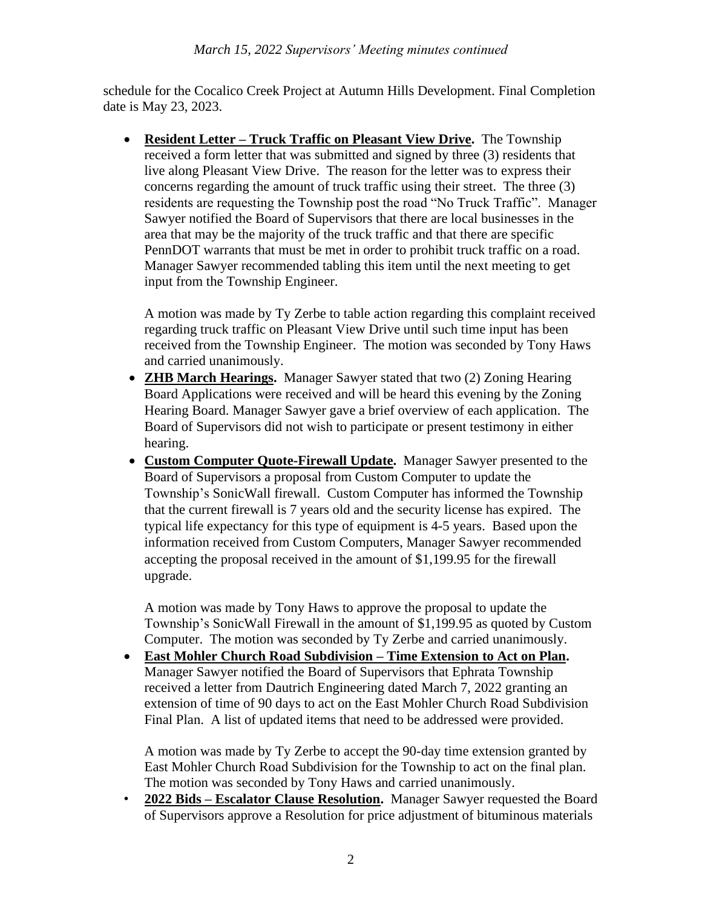schedule for the Cocalico Creek Project at Autumn Hills Development. Final Completion date is May 23, 2023.

- **Resident Letter – Truck Traffic on Pleasant View Drive.** The Township received a form letter that was submitted and signed by three (3) residents that live along Pleasant View Drive. The reason for the letter was to express their concerns regarding the amount of truck traffic using their street. The three (3) residents are requesting the Township post the road "No Truck Traffic". Manager Sawyer notified the Board of Supervisors that there are local businesses in the area that may be the majority of the truck traffic and that there are specific PennDOT warrants that must be met in order to prohibit truck traffic on a road. Manager Sawyer recommended tabling this item until the next meeting to get input from the Township Engineer.

  A motion was made by Ty Zerbe to table action regarding this complaint received regarding truck traffic on Pleasant View Drive until such time input has been received from the Township Engineer. The motion was seconded by Tony Haws and carried unanimously.

- **ZHB March Hearings.** Manager Sawyer stated that two (2) Zoning Hearing Board Applications were received and will be heard this evening by the Zoning Hearing Board. Manager Sawyer gave a brief overview of each application. The Board of Supervisors did not wish to participate or present testimony in either hearing.

- **Custom Computer Quote-Firewall Update.** Manager Sawyer presented to the Board of Supervisors a proposal from Custom Computer to update the Township's SonicWall firewall. Custom Computer has informed the Township that the current firewall is 7 years old and the security license has expired. The typical life expectancy for this type of equipment is 4-5 years. Based upon the information received from Custom Computers, Manager Sawyer recommended accepting the proposal received in the amount of $1,199.95 for the firewall upgrade.

  A motion was made by Tony Haws to approve the proposal to update the Township's SonicWall Firewall in the amount of $1,199.95 as quoted by Custom Computer. The motion was seconded by Ty Zerbe and carried unanimously.

- **East Mohler Church Road Subdivision – Time Extension to Act on Plan.** Manager Sawyer notified the Board of Supervisors that Ephrata Township received a letter from Dautrich Engineering dated March 7, 2022 granting an extension of time of 90 days to act on the East Mohler Church Road Subdivision Final Plan. A list of updated items that need to be addressed were provided.

  A motion was made by Ty Zerbe to accept the 90-day time extension granted by East Mohler Church Road Subdivision for the Township to act on the final plan. The motion was seconded by Tony Haws and carried unanimously.

- **2022 Bids – Escalator Clause Resolution.** Manager Sawyer requested the Board of Supervisors approve a Resolution for price adjustment of bituminous materials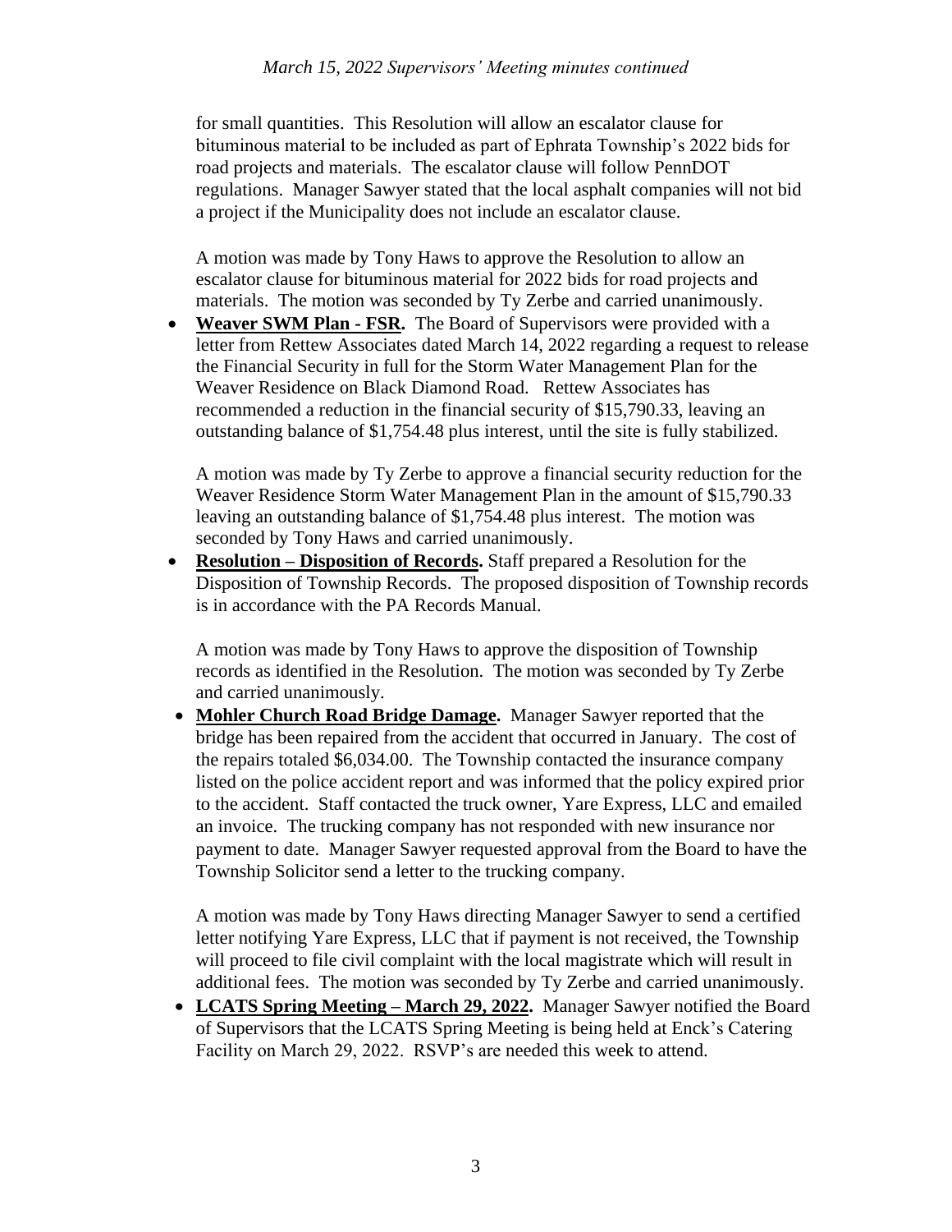for small quantities. This Resolution will allow an escalator clause for bituminous material to be included as part of Ephrata Township's 2022 bids for road projects and materials. The escalator clause will follow PennDOT regulations. Manager Sawyer stated that the local asphalt companies will not bid a project if the Municipality does not include an escalator clause.

A motion was made by Tony Haws to approve the Resolution to allow an escalator clause for bituminous material for 2022 bids for road projects and materials. The motion was seconded by Ty Zerbe and carried unanimously.

- **Weaver SWM Plan - FSR.** The Board of Supervisors were provided with a letter from Rettew Associates dated March 14, 2022 regarding a request to release the Financial Security in full for the Storm Water Management Plan for the Weaver Residence on Black Diamond Road. Rettew Associates has recommended a reduction in the financial security of $15,790.33, leaving an outstanding balance of $1,754.48 plus interest, until the site is fully stabilized.

  A motion was made by Ty Zerbe to approve a financial security reduction for the Weaver Residence Storm Water Management Plan in the amount of $15,790.33 leaving an outstanding balance of $1,754.48 plus interest. The motion was seconded by Tony Haws and carried unanimously.

- **Resolution – Disposition of Records.** Staff prepared a Resolution for the Disposition of Township Records. The proposed disposition of Township records is in accordance with the PA Records Manual.

  A motion was made by Tony Haws to approve the disposition of Township records as identified in the Resolution. The motion was seconded by Ty Zerbe and carried unanimously.

- **Mohler Church Road Bridge Damage.** Manager Sawyer reported that the bridge has been repaired from the accident that occurred in January. The cost of the repairs totaled $6,034.00. The Township contacted the insurance company listed on the police accident report and was informed that the policy expired prior to the accident. Staff contacted the truck owner, Yare Express, LLC and emailed an invoice. The trucking company has not responded with new insurance nor payment to date. Manager Sawyer requested approval from the Board to have the Township Solicitor send a letter to the trucking company.

  A motion was made by Tony Haws directing Manager Sawyer to send a certified letter notifying Yare Express, LLC that if payment is not received, the Township will proceed to file civil complaint with the local magistrate which will result in additional fees. The motion was seconded by Ty Zerbe and carried unanimously.

- **LCATS Spring Meeting – March 29, 2022.** Manager Sawyer notified the Board of Supervisors that the LCATS Spring Meeting is being held at Enck's Catering Facility on March 29, 2022. RSVP's are needed this week to attend.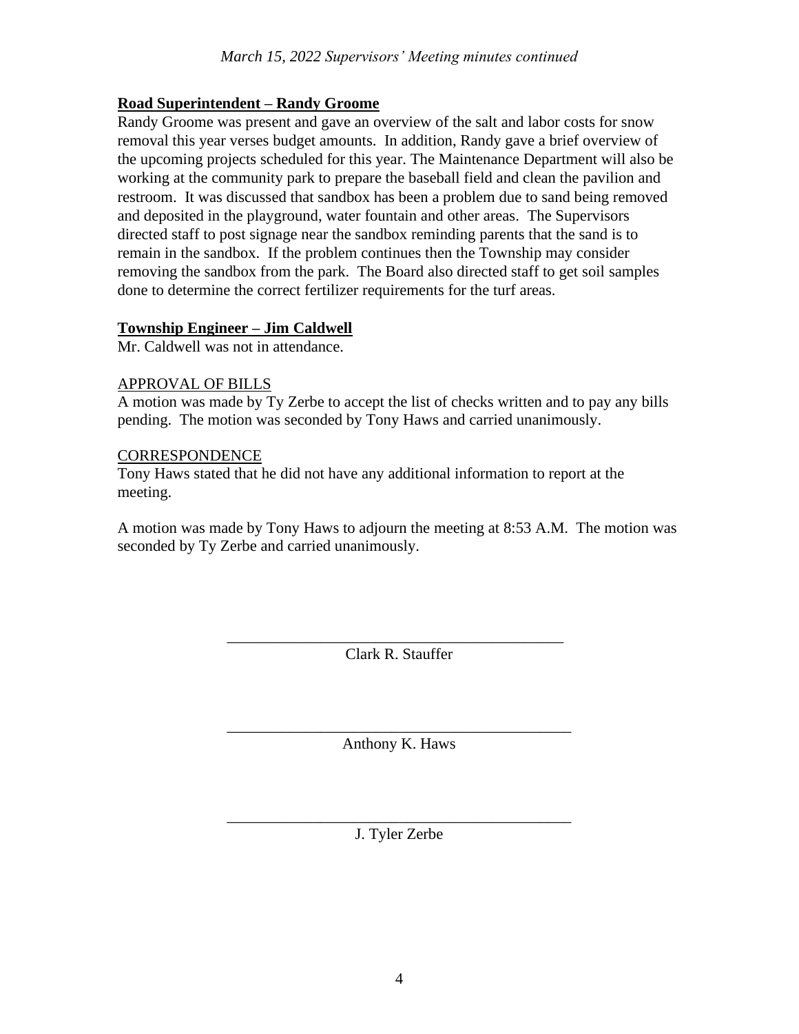**Road Superintendent – Randy Groome**

Randy Groome was present and gave an overview of the salt and labor costs for snow removal this year verses budget amounts. In addition, Randy gave a brief overview of the upcoming projects scheduled for this year. The Maintenance Department will also be working at the community park to prepare the baseball field and clean the pavilion and restroom. It was discussed that sandbox has been a problem due to sand being removed and deposited in the playground, water fountain and other areas. The Supervisors directed staff to post signage near the sandbox reminding parents that the sand is to remain in the sandbox. If the problem continues then the Township may consider removing the sandbox from the park. The Board also directed staff to get soil samples done to determine the correct fertilizer requirements for the turf areas.

**Township Engineer – Jim Caldwell**

Mr. Caldwell was not in attendance.

APPROVAL OF BILLS

A motion was made by Ty Zerbe to accept the list of checks written and to pay any bills pending. The motion was seconded by Tony Haws and carried unanimously.

CORRESPONDENCE

Tony Haws stated that he did not have any additional information to report at the meeting.

A motion was made by Tony Haws to adjourn the meeting at 8:53 A.M. The motion was seconded by Ty Zerbe and carried unanimously.

\_\_\_\_\_\_\_\_\_\_\_\_\_\_\_\_\_\_\_\_\_\_\_\_\_\_\_\_\_\_\_\_\_\_\_\_\_\_\_\_
Clark R. Stauffer

\_\_\_\_\_\_\_\_\_\_\_\_\_\_\_\_\_\_\_\_\_\_\_\_\_\_\_\_\_\_\_\_\_\_\_\_\_\_\_\_
Anthony K. Haws

\_\_\_\_\_\_\_\_\_\_\_\_\_\_\_\_\_\_\_\_\_\_\_\_\_\_\_\_\_\_\_\_\_\_\_\_\_\_\_\_
J. Tyler Zerbe